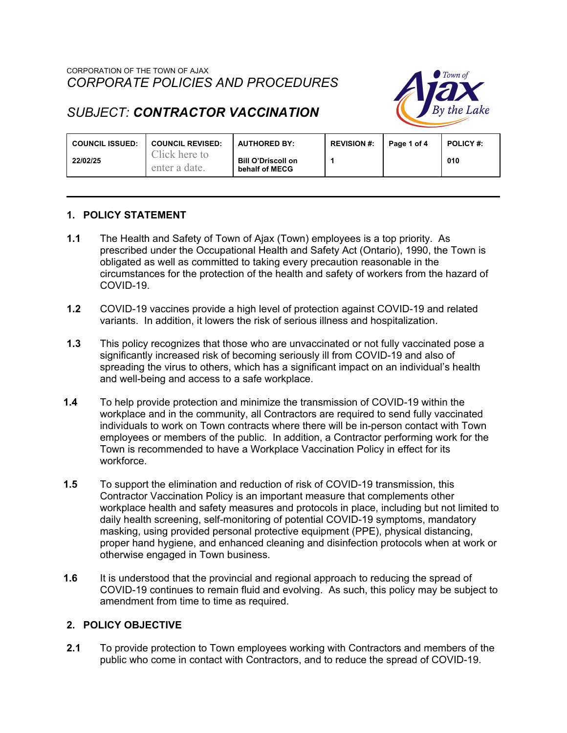CORPORATION OF THE TOWN OF AJAX

*CORPORATE POLICIES AND PROCEDURES*

# *SUBJECT:* ***CONTRACTOR VACCINATION***

| COUNCIL ISSUED: | COUNCIL REVISED: | AUTHORED BY: | REVISION #: | Page 1 of 4 | POLICY #: |
|---|---|---|---|---|---|
| 22/02/25 | Click here to enter a date. | Bill O'Driscoll on behalf of MECG | 1 | | 010 |

## 1. POLICY STATEMENT

**1.1** The Health and Safety of Town of Ajax (Town) employees is a top priority. As prescribed under the Occupational Health and Safety Act (Ontario), 1990, the Town is obligated as well as committed to taking every precaution reasonable in the circumstances for the protection of the health and safety of workers from the hazard of COVID-19.

**1.2** COVID-19 vaccines provide a high level of protection against COVID-19 and related variants. In addition, it lowers the risk of serious illness and hospitalization.

**1.3** This policy recognizes that those who are unvaccinated or not fully vaccinated pose a significantly increased risk of becoming seriously ill from COVID-19 and also of spreading the virus to others, which has a significant impact on an individual's health and well-being and access to a safe workplace.

**1.4** To help provide protection and minimize the transmission of COVID-19 within the workplace and in the community, all Contractors are required to send fully vaccinated individuals to work on Town contracts where there will be in-person contact with Town employees or members of the public. In addition, a Contractor performing work for the Town is recommended to have a Workplace Vaccination Policy in effect for its workforce.

**1.5** To support the elimination and reduction of risk of COVID-19 transmission, this Contractor Vaccination Policy is an important measure that complements other workplace health and safety measures and protocols in place, including but not limited to daily health screening, self-monitoring of potential COVID-19 symptoms, mandatory masking, using provided personal protective equipment (PPE), physical distancing, proper hand hygiene, and enhanced cleaning and disinfection protocols when at work or otherwise engaged in Town business.

**1.6** It is understood that the provincial and regional approach to reducing the spread of COVID-19 continues to remain fluid and evolving. As such, this policy may be subject to amendment from time to time as required.

## 2. POLICY OBJECTIVE

**2.1** To provide protection to Town employees working with Contractors and members of the public who come in contact with Contractors, and to reduce the spread of COVID-19.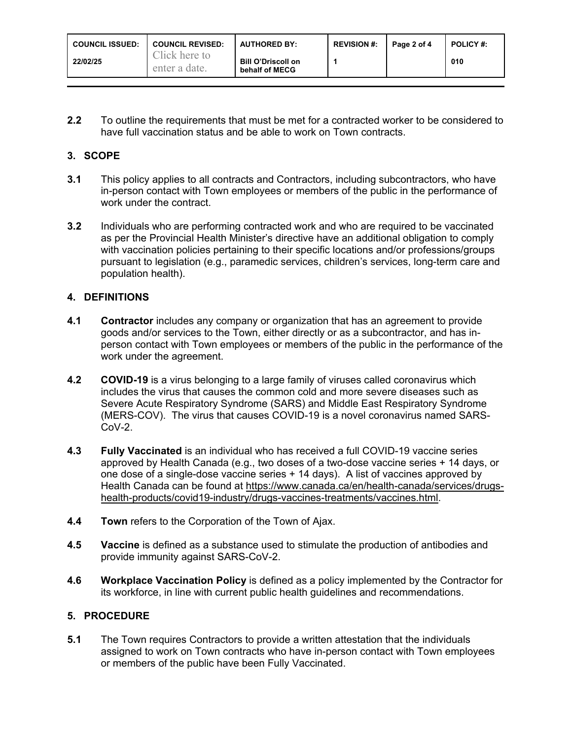**2.2** To outline the requirements that must be met for a contracted worker to be considered to have full vaccination status and be able to work on Town contracts.

## 3. SCOPE

**3.1** This policy applies to all contracts and Contractors, including subcontractors, who have in-person contact with Town employees or members of the public in the performance of work under the contract.

**3.2** Individuals who are performing contracted work and who are required to be vaccinated as per the Provincial Health Minister's directive have an additional obligation to comply with vaccination policies pertaining to their specific locations and/or professions/groups pursuant to legislation (e.g., paramedic services, children's services, long-term care and population health).

## 4. DEFINITIONS

**4.1** **Contractor** includes any company or organization that has an agreement to provide goods and/or services to the Town, either directly or as a subcontractor, and has in-person contact with Town employees or members of the public in the performance of the work under the agreement.

**4.2** **COVID-19** is a virus belonging to a large family of viruses called coronavirus which includes the virus that causes the common cold and more severe diseases such as Severe Acute Respiratory Syndrome (SARS) and Middle East Respiratory Syndrome (MERS-COV). The virus that causes COVID-19 is a novel coronavirus named SARS-CoV-2.

**4.3** **Fully Vaccinated** is an individual who has received a full COVID-19 vaccine series approved by Health Canada (e.g., two doses of a two-dose vaccine series + 14 days, or one dose of a single-dose vaccine series + 14 days). A list of vaccines approved by Health Canada can be found at https://www.canada.ca/en/health-canada/services/drugs-health-products/covid19-industry/drugs-vaccines-treatments/vaccines.html.

**4.4** **Town** refers to the Corporation of the Town of Ajax.

**4.5** **Vaccine** is defined as a substance used to stimulate the production of antibodies and provide immunity against SARS-CoV-2.

**4.6** **Workplace Vaccination Policy** is defined as a policy implemented by the Contractor for its workforce, in line with current public health guidelines and recommendations.

## 5. PROCEDURE

**5.1** The Town requires Contractors to provide a written attestation that the individuals assigned to work on Town contracts who have in-person contact with Town employees or members of the public have been Fully Vaccinated.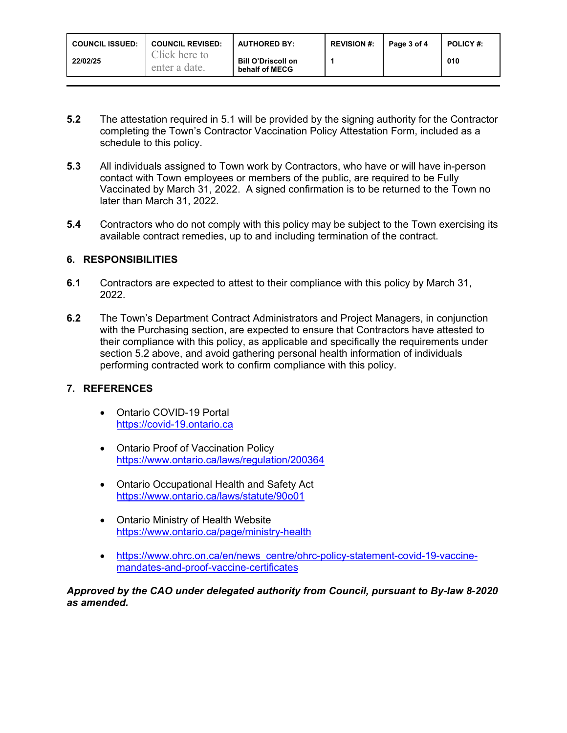**5.2** The attestation required in 5.1 will be provided by the signing authority for the Contractor completing the Town's Contractor Vaccination Policy Attestation Form, included as a schedule to this policy.

**5.3** All individuals assigned to Town work by Contractors, who have or will have in-person contact with Town employees or members of the public, are required to be Fully Vaccinated by March 31, 2022. A signed confirmation is to be returned to the Town no later than March 31, 2022.

**5.4** Contractors who do not comply with this policy may be subject to the Town exercising its available contract remedies, up to and including termination of the contract.

## 6. RESPONSIBILITIES

**6.1** Contractors are expected to attest to their compliance with this policy by March 31, 2022.

**6.2** The Town's Department Contract Administrators and Project Managers, in conjunction with the Purchasing section, are expected to ensure that Contractors have attested to their compliance with this policy, as applicable and specifically the requirements under section 5.2 above, and avoid gathering personal health information of individuals performing contracted work to confirm compliance with this policy.

## 7. REFERENCES

- Ontario COVID-19 Portal
  https://covid-19.ontario.ca
- Ontario Proof of Vaccination Policy
  https://www.ontario.ca/laws/regulation/200364
- Ontario Occupational Health and Safety Act
  https://www.ontario.ca/laws/statute/90o01
- Ontario Ministry of Health Website
  https://www.ontario.ca/page/ministry-health
- https://www.ohrc.on.ca/en/news_centre/ohrc-policy-statement-covid-19-vaccine-mandates-and-proof-vaccine-certificates

***Approved by the CAO under delegated authority from Council, pursuant to By-law 8-2020 as amended.***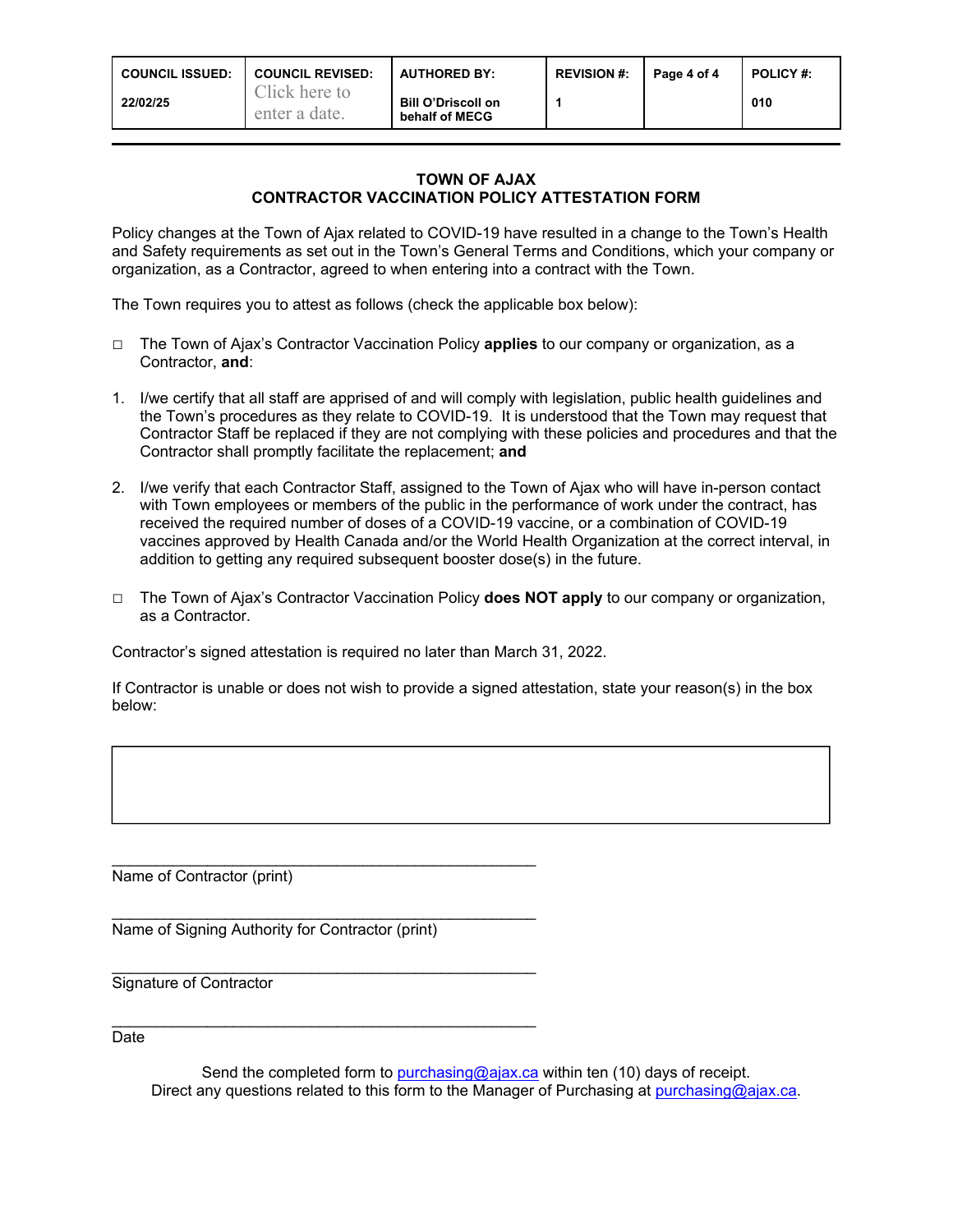| COUNCIL ISSUED: | COUNCIL REVISED: | AUTHORED BY: | REVISION #: | Page 4 of 4 | POLICY #: |
|---|---|---|---|---|---|
| 22/02/25 | Click here to enter a date. | Bill O'Driscoll on behalf of MECG | 1 | | 010 |

## TOWN OF AJAX
## CONTRACTOR VACCINATION POLICY ATTESTATION FORM

Policy changes at the Town of Ajax related to COVID-19 have resulted in a change to the Town's Health and Safety requirements as set out in the Town's General Terms and Conditions, which your company or organization, as a Contractor, agreed to when entering into a contract with the Town.

The Town requires you to attest as follows (check the applicable box below):

□ The Town of Ajax's Contractor Vaccination Policy **applies** to our company or organization, as a Contractor, **and**:

1. I/we certify that all staff are apprised of and will comply with legislation, public health guidelines and the Town's procedures as they relate to COVID-19. It is understood that the Town may request that Contractor Staff be replaced if they are not complying with these policies and procedures and that the Contractor shall promptly facilitate the replacement; **and**

2. I/we verify that each Contractor Staff, assigned to the Town of Ajax who will have in-person contact with Town employees or members of the public in the performance of work under the contract, has received the required number of doses of a COVID-19 vaccine, or a combination of COVID-19 vaccines approved by Health Canada and/or the World Health Organization at the correct interval, in addition to getting any required subsequent booster dose(s) in the future.

□ The Town of Ajax's Contractor Vaccination Policy **does NOT apply** to our company or organization, as a Contractor.

Contractor's signed attestation is required no later than March 31, 2022.

If Contractor is unable or does not wish to provide a signed attestation, state your reason(s) in the box below:

| |
|---|
| |

\_\_\_\_\_\_\_\_\_\_\_\_\_\_\_\_\_\_\_\_\_\_\_\_\_\_\_\_\_\_\_\_\_\_\_\_\_\_\_\_\_\_\_\_\_\_
Name of Contractor (print)

\_\_\_\_\_\_\_\_\_\_\_\_\_\_\_\_\_\_\_\_\_\_\_\_\_\_\_\_\_\_\_\_\_\_\_\_\_\_\_\_\_\_\_\_\_\_
Name of Signing Authority for Contractor (print)

\_\_\_\_\_\_\_\_\_\_\_\_\_\_\_\_\_\_\_\_\_\_\_\_\_\_\_\_\_\_\_\_\_\_\_\_\_\_\_\_\_\_\_\_\_\_
Signature of Contractor

\_\_\_\_\_\_\_\_\_\_\_\_\_\_\_\_\_\_\_\_\_\_\_\_\_\_\_\_\_\_\_\_\_\_\_\_\_\_\_\_\_\_\_\_\_\_
Date

Send the completed form to purchasing@ajax.ca within ten (10) days of receipt.
Direct any questions related to this form to the Manager of Purchasing at purchasing@ajax.ca.